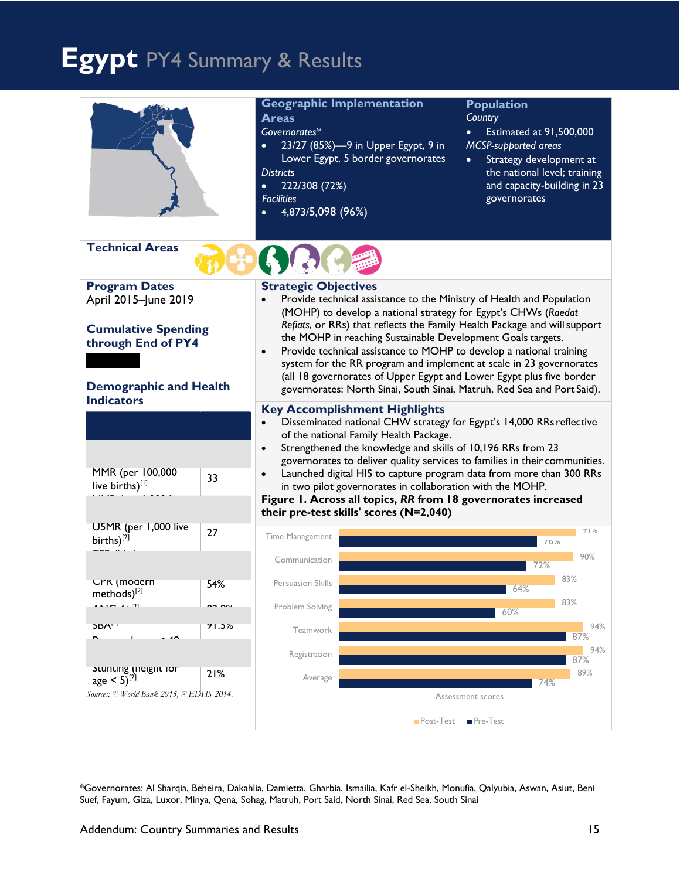# Egypt PY4 Summary & Results

## Geographic Implementation Areas

*Governorates\**

- 23/27 (85%)—9 in Upper Egypt, 9 in Lower Egypt, 5 border governorates

*Districts*

- 222/308 (72%)

*Facilities*

- 4,873/5,098 (96%)

## Population

*Country*

- Estimated at 91,500,000

*MCSP-supported areas*

- Strategy development at the national level; training and capacity-building in 23 governorates

## Technical Areas

## Program Dates

April 2015–June 2019

## Cumulative Spending through End of PY4

## Demographic and Health Indicators

| | |
|---|---|
| MMR (per 100,000 live births)[1] | 33 |
| U5MR (per 1,000 live births)[2] | 27 |
| CPR (modern methods)[2] | 54% |
| SBA[2] | 91.5% |
| Stunting (height for age < 5)[2] | 21% |

*Sources: [1] World Bank 2015, [2] EDHS 2014.*

## Strategic Objectives

- Provide technical assistance to the Ministry of Health and Population (MOHP) to develop a national strategy for Egypt's CHWs (*Raedat Refiats*, or RRs) that reflects the Family Health Package and will support the MOHP in reaching Sustainable Development Goals targets.
- Provide technical assistance to MOHP to develop a national training system for the RR program and implement at scale in 23 governorates (all 18 governorates of Upper Egypt and Lower Egypt plus five border governorates: North Sinai, South Sinai, Matruh, Red Sea and Port Said).

## Key Accomplishment Highlights

- Disseminated national CHW strategy for Egypt's 14,000 RRs reflective of the national Family Health Package.
- Strengthened the knowledge and skills of 10,196 RRs from 23 governorates to deliver quality services to families in their communities.
- Launched digital HIS to capture program data from more than 300 RRs in two pilot governorates in collaboration with the MOHP.

**Figure 1. Across all topics, *RR* from 18 governorates increased their pre-test skills' scores (N=2,040)**

| Assessment scores | Post-Test | Pre-Test |
|---|---|---|
| Time Management | 91% | 76% |
| Communication | 90% | 72% |
| Persuasion Skills | 83% | 64% |
| Problem Solving | 83% | 60% |
| Teamwork | 94% | 87% |
| Registration | 94% | 87% |
| Average | 89% | 74% |

\*Governorates: Al Sharqia, Beheira, Dakahlia, Damietta, Gharbia, Ismailia, Kafr el-Sheikh, Monufia, Qalyubia, Aswan, Asiut, Beni Suef, Fayum, Giza, Luxor, Minya, Qena, Sohag, Matruh, Port Said, North Sinai, Red Sea, South Sinai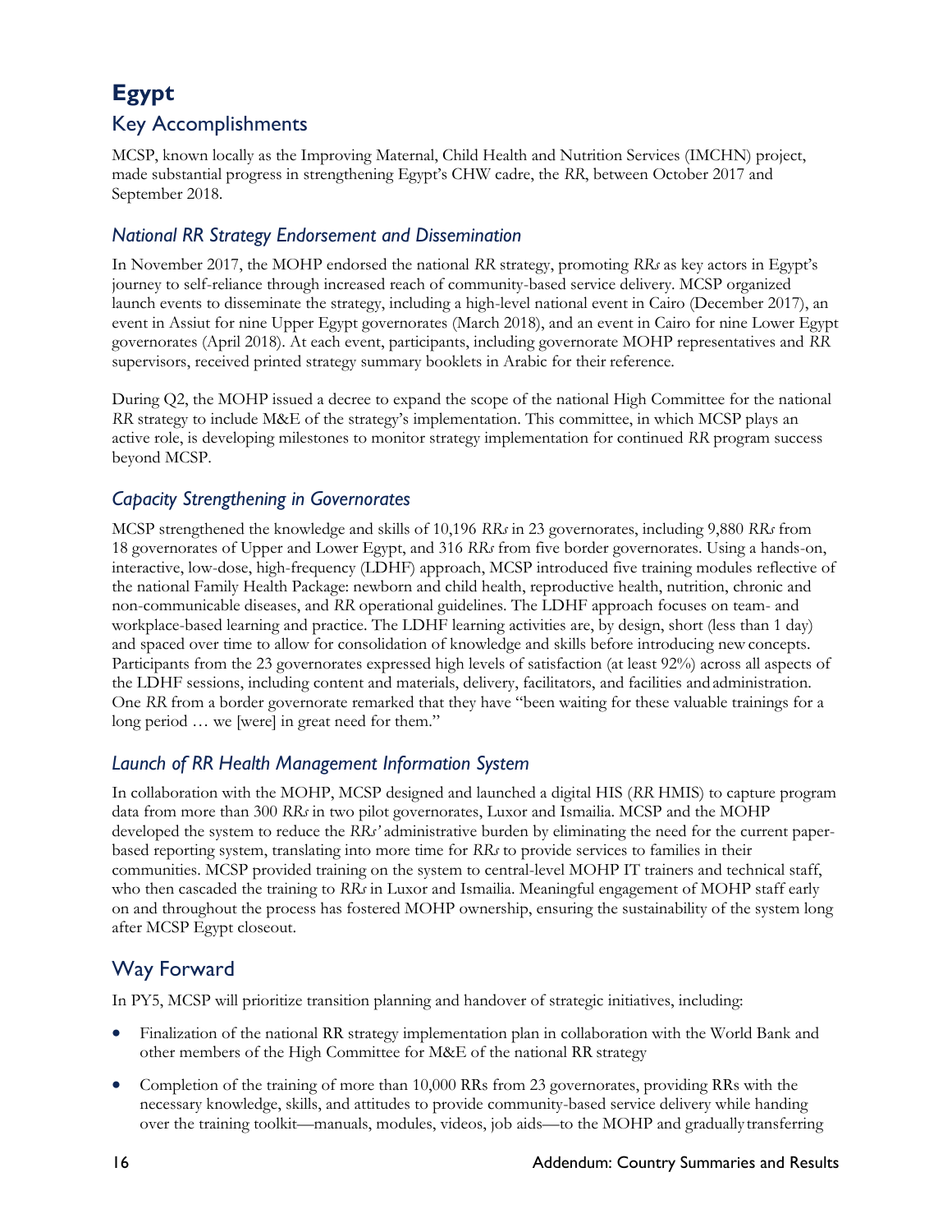# Egypt

## Key Accomplishments

MCSP, known locally as the Improving Maternal, Child Health and Nutrition Services (IMCHN) project, made substantial progress in strengthening Egypt's CHW cadre, the *RR*, between October 2017 and September 2018.

### *National RR Strategy Endorsement and Dissemination*

In November 2017, the MOHP endorsed the national *RR* strategy, promoting *RRs* as key actors in Egypt's journey to self-reliance through increased reach of community-based service delivery. MCSP organized launch events to disseminate the strategy, including a high-level national event in Cairo (December 2017), an event in Assiut for nine Upper Egypt governorates (March 2018), and an event in Cairo for nine Lower Egypt governorates (April 2018). At each event, participants, including governorate MOHP representatives and *RR* supervisors, received printed strategy summary booklets in Arabic for their reference.

During Q2, the MOHP issued a decree to expand the scope of the national High Committee for the national *RR* strategy to include M&E of the strategy's implementation. This committee, in which MCSP plays an active role, is developing milestones to monitor strategy implementation for continued *RR* program success beyond MCSP.

### *Capacity Strengthening in Governorates*

MCSP strengthened the knowledge and skills of 10,196 *RRs* in 23 governorates, including 9,880 *RRs* from 18 governorates of Upper and Lower Egypt, and 316 *RRs* from five border governorates. Using a hands-on, interactive, low-dose, high-frequency (LDHF) approach, MCSP introduced five training modules reflective of the national Family Health Package: newborn and child health, reproductive health, nutrition, chronic and non-communicable diseases, and *RR* operational guidelines. The LDHF approach focuses on team- and workplace-based learning and practice. The LDHF learning activities are, by design, short (less than 1 day) and spaced over time to allow for consolidation of knowledge and skills before introducing new concepts. Participants from the 23 governorates expressed high levels of satisfaction (at least 92%) across all aspects of the LDHF sessions, including content and materials, delivery, facilitators, and facilities and administration. One *RR* from a border governorate remarked that they have "been waiting for these valuable trainings for a long period … we [were] in great need for them."

### *Launch of RR Health Management Information System*

In collaboration with the MOHP, MCSP designed and launched a digital HIS (*RR* HMIS) to capture program data from more than 300 *RRs* in two pilot governorates, Luxor and Ismailia. MCSP and the MOHP developed the system to reduce the *RRs'* administrative burden by eliminating the need for the current paper-based reporting system, translating into more time for *RRs* to provide services to families in their communities. MCSP provided training on the system to central-level MOHP IT trainers and technical staff, who then cascaded the training to *RRs* in Luxor and Ismailia. Meaningful engagement of MOHP staff early on and throughout the process has fostered MOHP ownership, ensuring the sustainability of the system long after MCSP Egypt closeout.

## Way Forward

In PY5, MCSP will prioritize transition planning and handover of strategic initiatives, including:

- Finalization of the national RR strategy implementation plan in collaboration with the World Bank and other members of the High Committee for M&E of the national RR strategy
- Completion of the training of more than 10,000 RRs from 23 governorates, providing RRs with the necessary knowledge, skills, and attitudes to provide community-based service delivery while handing over the training toolkit—manuals, modules, videos, job aids—to the MOHP and gradually transferring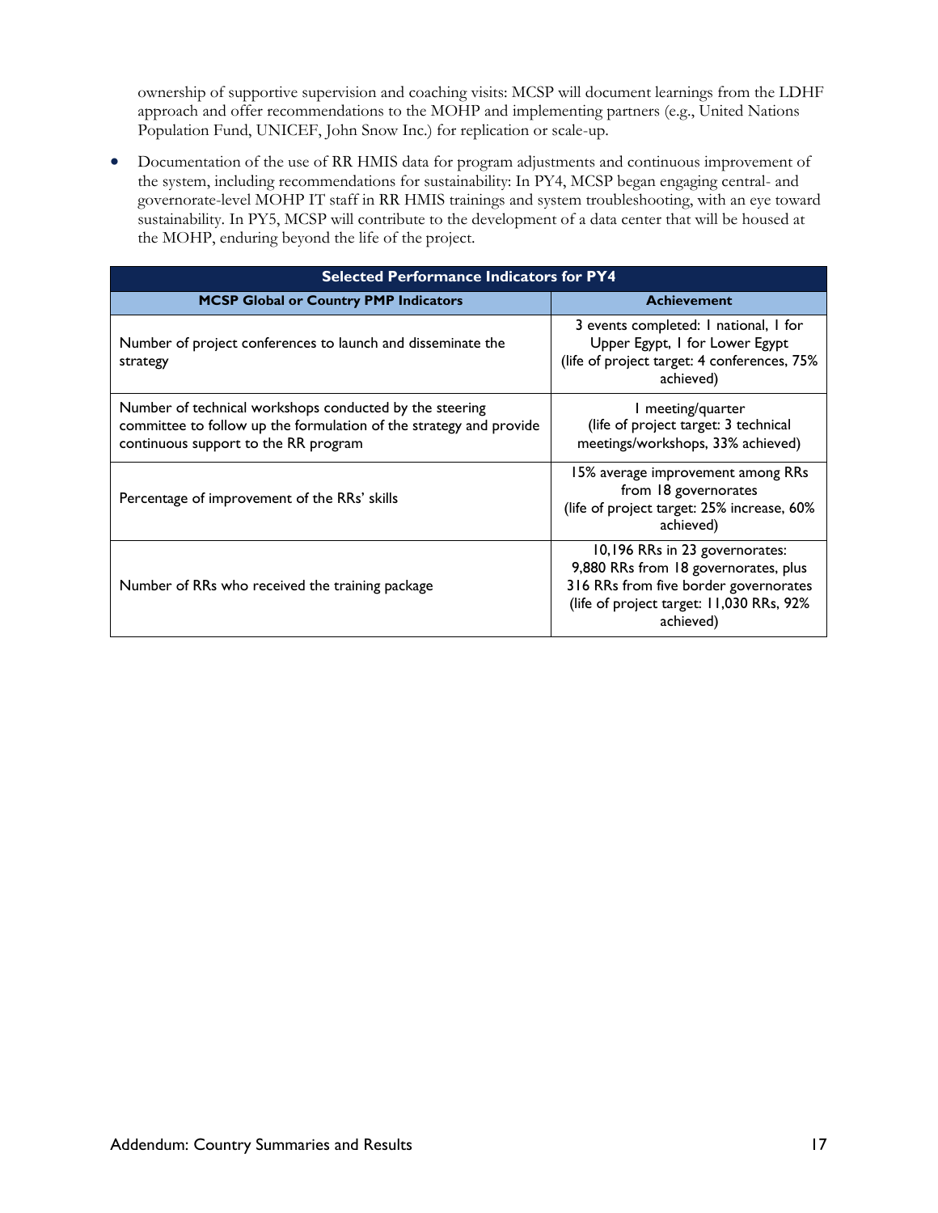ownership of supportive supervision and coaching visits: MCSP will document learnings from the LDHF approach and offer recommendations to the MOHP and implementing partners (e.g., United Nations Population Fund, UNICEF, John Snow Inc.) for replication or scale-up.

- Documentation of the use of RR HMIS data for program adjustments and continuous improvement of the system, including recommendations for sustainability: In PY4, MCSP began engaging central- and governorate-level MOHP IT staff in RR HMIS trainings and system troubleshooting, with an eye toward sustainability. In PY5, MCSP will contribute to the development of a data center that will be housed at the MOHP, enduring beyond the life of the project.

| Selected Performance Indicators for PY4 | |
|---|---|
| **MCSP Global or Country PMP Indicators** | **Achievement** |
| Number of project conferences to launch and disseminate the strategy | 3 events completed: 1 national, 1 for Upper Egypt, 1 for Lower Egypt (life of project target: 4 conferences, 75% achieved) |
| Number of technical workshops conducted by the steering committee to follow up the formulation of the strategy and provide continuous support to the RR program | 1 meeting/quarter (life of project target: 3 technical meetings/workshops, 33% achieved) |
| Percentage of improvement of the RRs' skills | 15% average improvement among RRs from 18 governorates (life of project target: 25% increase, 60% achieved) |
| Number of RRs who received the training package | 10,196 RRs in 23 governorates: 9,880 RRs from 18 governorates, plus 316 RRs from five border governorates (life of project target: 11,030 RRs, 92% achieved) |